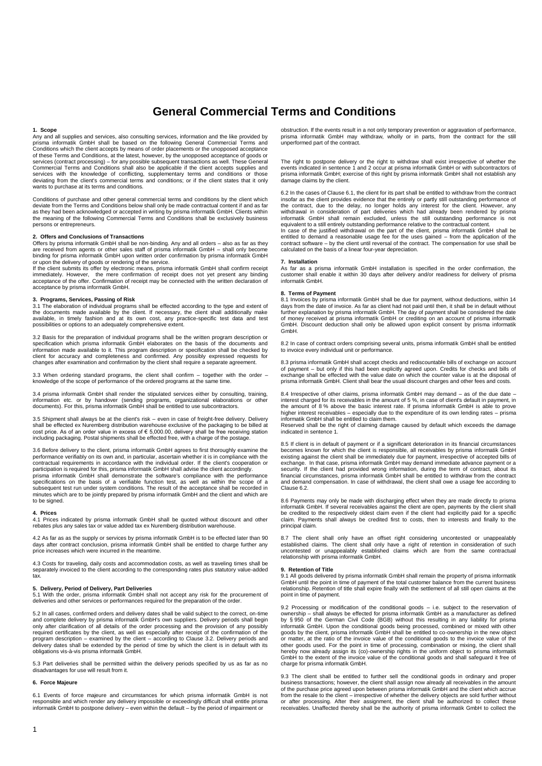# General Commercial Terms and Conditions

## 1. Scope

Any and all supplies and services, also consulting services, information and the like provided by prisma informatik GmbH shall be based on the following General Commercial Terms and Conditions which the client accepts by means of order placements or the unopposed acceptance of these Terms and Conditions, at the latest, however, by the unopposed acceptance of goods or services (contract processing) – for any possible subsequent transactions as well. These General Commercial Terms and Conditions shall also be applicable if the client accepts supplies and services with the knowledge of conflicting, supplementary terms and conditions or those deviating from the client's commercial terms and conditions; or if the client states that it only wants to purchase at its terms and conditions.

Conditions of purchase and other general commercial terms and conditions by the client which deviate from the Terms and Conditions below shall only be made contractual content if and as far as they had been acknowledged or accepted in writing by prisma informatik GmbH. Clients within the meaning of the following Commercial Terms and Conditions shall be exclusively business persons or entrepreneurs.

## 2. Offers and Conclusions of Transactions

Offers by prisma informatik GmbH shall be non-binding. Any and all orders – also as far as they are received from agents or other sales staff of prisma informatik GmbH – shall only become binding for prisma informatik GmbH upon written order confirmation by prisma informatik GmbH or upon the delivery of goods or rendering of the service.

If the client submits its offer by electronic means, prisma informatik GmbH shall confirm receipt immediately. However, the mere confirmation of receipt does not yet present any binding acceptance of the offer. Confirmation of receipt may be connected with the written declaration of acceptance by prisma informatik GmbH.

## 3. Programs, Services, Passing of Risk

3.1 The elaboration of individual programs shall be effected according to the type and extent of the documents made available by the client. If necessary, the client shall additionally make available, in timely fashion and at its own cost, any practice-specific test data and test possibilities or options to an adequately comprehensive extent.

3.2 Basis for the preparation of individual programs shall be the written program description or specification which prisma informatik GmbH elaborates on the basis of the documents and information made available to it. This program description or specification shall be checked by client for accuracy and completeness and confirmed. Any possibly expressed requests for changes after examination and confirmation by the client shall require a separate agreement.

3.3 When ordering standard programs, the client shall confirm – together with the order – knowledge of the scope of performance of the ordered programs at the same time.

3.4 prisma informatik GmbH shall render the stipulated services either by consulting, training, information etc. or by handover (sending programs, organizational elaborations or other documents). For this, prisma informatik GmbH shall be entitled to use subcontractors.

3.5 Shipment shall always be at the client's risk – even in case of freight-free delivery. Delivery shall be effected ex Nuremberg distribution warehouse exclusive of the packaging to be billed at cost price. As of an order value in excess of € 5,000.00, delivery shall be free receiving station including packaging. Postal shipments shall be effected free, with a charge of the postage.

3.6 Before delivery to the client, prisma informatik GmbH agrees to first thoroughly examine the performance verifiably on its own and, in particular, ascertain whether it is in compliance with the contractual requirements in accordance with the individual order. If the client's cooperation or participation is required for this, prisma informatik GmbH shall advise the client accordingly.

prisma informatik GmbH shall demonstrate the software's compliance with the performance specifications on the basis of a verifiable function test, as well as within the scope of a subsequent test run under system conditions. The result of the acceptance shall be recorded in minutes which are to be jointly prepared by prisma informatik GmbH and the client and which are to be signed.

## 4. Prices

4.1 Prices indicated by prisma informatik GmbH shall be quoted without discount and other rebates plus any sales tax or value added tax ex Nuremberg distribution warehouse.

4.2 As far as as the supply or services by prisma informatik GmbH is to be effected later than 90 days after contract conclusion, prisma informatik GmbH shall be entitled to charge further any price increases which were incurred in the meantime.

4.3 Costs for traveling, daily costs and accommodation costs, as well as traveling times shall be separately invoiced to the client according to the corresponding rates plus statutory value-added tax.

## 5. Delivery, Period of Delivery, Part Deliveries

5.1 With the order, prisma informatik GmbH shall not accept any risk for the procurement of deliveries and other services or performances required for the preparation of the order.

5.2 In all cases, confirmed orders and delivery dates shall be valid subject to the correct, on-time and complete delivery by prisma informatik GmbH's own suppliers. Delivery periods shall begin only after clarification of all details of the order processing and the provision of any possibly required certificates by the client, as well as especially after receipt of the confirmation of the program description – examined by the client – according to Clause 3.2. Delivery periods and delivery dates shall be extended by the period of time by which the client is in default with its obligations vis-à-vis prisma informatik GmbH.

5.3 Part deliveries shall be permitted within the delivery periods specified by us as far as no disadvantages for use will result from it.

## 6. Force Majeure

6.1 Events of force majeure and circumstances for which prisma informatik GmbH is not responsible and which render any delivery impossible or exceedingly difficult shall entitle prisma informatik GmbH to postpone delivery – even within the default – by the period of impairment or obstruction. If the events result in a not only temporary prevention or aggravation of performance, prisma informatik GmbH may withdraw, wholly or in parts, from the contract for the still unperformed part of the contract.

The right to postpone delivery or the right to withdraw shall exist irrespective of whether the events indicated in sentence 1 and 2 occur at prisma informatik GmbH or with subcontractors of prisma informatik GmbH; exercise of this right by prisma informatik GmbH shall not establish any damage claims by the client.

6.2 In the cases of Clause 6.1, the client for its part shall be entitled to withdraw from the contract insofar as the client provides evidence that the entirely or partly still outstanding performance of the contract, due to the delay, no longer holds any interest for the client. However, any withdrawal in consideration of part deliveries which had already been rendered by prisma informatik GmbH shall remain excluded, unless the still outstanding performance is not equivalent to a still entirely outstanding performance relative to the contractual content.

In case of the justified withdrawal on the part of the client, prisma informatik GmbH shall be entitled to demand a reasonable usage fee for the uses gained – from the application of the contract software – by the client until reversal of the contract. The compensation for use shall be calculated on the basis of a linear four-year depreciation.

## 7. Installation

As far as a prisma informatik GmbH installation is specified in the order confirmation, the customer shall enable it within 30 days after delivery and/or readiness for delivery of prisma informatik GmbH.

## 8. Terms of Payment

8.1 Invoices by prisma informatik GmbH shall be due for payment, without deductions, within 14 days from the date of invoice. As far as client had not paid until then, it shall be in default without further explanation by prisma informatik GmbH. The day of payment shall be considered the date of money received at prisma informatik GmbH or crediting on an account of prisma informatik GmbH. Discount deduction shall only be allowed upon explicit consent by prisma informatik GmbH.

8.2 In case of contract orders comprising several units, prisma informatik GmbH shall be entitled to invoice every individual unit or performance.

8.3 prisma informatik GmbH shall accept checks and rediscountable bills of exchange on account of payment – but only if this had been explicitly agreed upon. Credits for checks and bills of exchange shall be effected with the value date on which the counter value is at the disposal of prisma informatik GmbH. Client shall bear the usual discount charges and other fees and costs.

8.4 Irrespective of other claims, prisma informatik GmbH may demand – as of the due date – interest charged for its receivables in the amount of 5 %, in case of client's default in payment, in the amount of 8 % above the basic interest rate. If prisma informatik GmbH is able to prove higher interest receivables – especially due to the expenditure of its own lending rates – prisma informatik GmbH shall be entitled to claim them.

Reserved shall be the right of claiming damage caused by default which exceeds the damage indicated in sentence 1.

8.5 If client is in default of payment or if a significant deterioration in its financial circumstances becomes known for which the client is responsible, all receivables by prisma informatik GmbH existing against the client shall be immediately due for payment, irrespective of accepted bills of exchange. In that case, prisma informatik GmbH may demand immediate advance payment or a security. If the client had provided wrong information, during the term of contract, about its financial circumstances, prisma informatik GmbH shall be entitled to withdraw from the contract and demand compensation. In case of withdrawal, the client shall owe a usage fee according to Clause 6.2.

8.6 Payments may only be made with discharging effect when they are made directly to prisma informatik GmbH. If several receivables against the client are open, payments by the client shall be credited to the respectively oldest claim even if the client had explicitly paid for a specific claim. Payments shall always be credited first to costs, then to interests and finally to the principal claim.

8.7 The client shall only have an offset right considering uncontested or unappealably established claims. The client shall only have a right of retention in consideration of such uncontested or unappealably established claims which are from the same contractual relationship with prisma informatik GmbH.

## 9. Retention of Title

9.1 All goods delivered by prisma informatik GmbH shall remain the property of prisma informatik GmbH until the point in time of payment of the total customer balance from the current business relationship. Retention of title shall expire finally with the settlement of all still open claims at the point in time of payment.

9.2 Processing or modification of the conditional goods – i.e. subject to the reservation of ownership – shall always be effected for prisma informatik GmbH as a manufacturer as defined by § 950 of the German Civil Code (BGB) without this resulting in any liability for prisma informatik GmbH. Upon the conditional goods being processed, combined or mixed with other goods by the client, prisma informatik GmbH shall be entitled to co-ownership in the new object or matter, at the ratio of the invoice value of the conditional goods to the invoice value of the other goods used. For the point in time of processing, combination or mixing, the client shall hereby now already assign its (co)-ownership rights in the uniform object to prisma informatik GmbH to the extent of the invoice value of the conditional goods and shall safeguard it free of charge for prisma informatik GmbH.

9.3 The client shall be entitled to further sell the conditional goods in ordinary and proper business transactions; however, the client shall assign now already all receivables in the amount of the purchase price agreed upon between prisma informatik GmbH and the client which accrue from the resale to the client – irrespective of whether the delivery objects are sold further without or after processing. After their assignment, the client shall be authorized to collect these receivables. Unaffected thereby shall be the authority of prisma informatik GmbH to collect the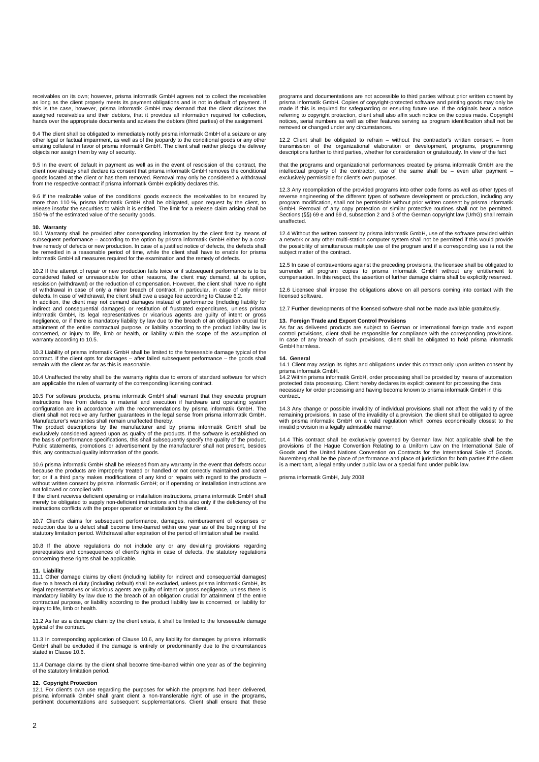receivables on its own; however, prisma informatik GmbH agrees not to collect the receivables as long as the client properly meets its payment obligations and is not in default of payment. If this is the case, however, prisma informatik GmbH may demand that the client discloses the assigned receivables and their debtors, that it provides all information required for collection, hands over the appropriate documents and advises the debtors (third parties) of the assignment.

9.4 The client shall be obligated to immediately notify prisma informatik GmbH of a seizure or any other legal or factual impairment, as well as of the jeopardy to the conditional goods or any other existing collateral in favor of prisma informatik GmbH. The client shall neither pledge the delivery objects nor assign them by way of security.

9.5 In the event of default in payment as well as in the event of rescission of the contract, the client now already shall declare its consent that prisma informatik GmbH removes the conditional goods located at the client or has them removed. Removal may only be considered a withdrawal from the respective contract if prisma informatik GmbH explicitly declares this.

9.6 If the realizable value of the conditional goods exceeds the receivables to be secured by more than 110 %, prisma informatik GmbH shall be obligated, upon request by the client, to release insofar the securities to which it is entitled. The limit for a release claim arising shall be 150 % of the estimated value of the security goods.

**10. Warranty**

10.1 Warranty shall be provided after corresponding information by the client first by means of subsequent performance – according to the option by prisma informatik GmbH either by a cost-free remedy of defects or new production. In case of a justified notice of defects, the defects shall be remedied in a reasonable period of time, while the client shall have to enable for prisma informatik GmbH all measures required for the examination and the remedy of defects.

10.2 If the attempt of repair or new production fails twice or if subsequent performance is to be considered failed or unreasonable for other reasons, the client may demand, at its option, rescission (withdrawal) or the reduction of compensation. However, the client shall have no right of withdrawal in case of only a minor breach of contract, in particular, in case of only minor defects. In case of withdrawal, the client shall owe a usage fee according to Clause 6.2.

In addition, the client may not demand damages instead of performance (including liability for indirect and consequential damages) or restitution of frustrated expenditures, unless prisma informatik GmbH, its legal representatives or vicarious agents are guilty of intent or gross negligence, or if there is mandatory liability by law due to the breach of an obligation crucial for attainment of the entire contractual purpose, or liability according to the product liability law is concerned, or injury to life, limb or health, or liability within the scope of the assumption of warranty according to 10.5.

10.3 Liability of prisma informatik GmbH shall be limited to the foreseeable damage typical of the contract. If the client opts for damages – after failed subsequent performance – the goods shall remain with the client as far as this is reasonable.

10.4 Unaffected thereby shall be the warranty rights due to errors of standard software for which are applicable the rules of warranty of the corresponding licensing contract.

10.5 For software products, prisma informatik GmbH shall warrant that they execute program instructions free from defects in material and execution if hardware and operating system configuration are in accordance with the recommendations by prisma informatik GmbH. The client shall not receive any further guarantees in the legal sense from prisma informatik GmbH. Manufacturer's warranties shall remain unaffected thereby.

The product descriptions by the manufacturer and by prisma informatik GmbH shall be exclusively considered agreed upon as quality of the products. If the software is established on the basis of performance specifications, this shall subsequently specify the quality of the product. Public statements, promotions or advertisement by the manufacturer shall not present, besides this, any contractual quality information of the goods.

10.6 prisma informatik GmbH shall be released from any warranty in the event that defects occur because the products are improperly treated or handled or not correctly maintained and cared for; or if a third party makes modifications of any kind or repairs with regard to the products – without written consent by prisma informatik GmbH; or if operating or installation instructions are not followed or complied with.

If the client receives deficient operating or installation instructions, prisma informatik GmbH shall merely be obligated to supply non-deficient instructions and this also only if the deficiency of the instructions conflicts with the proper operation or installation by the client.

10.7 Client's claims for subsequent performance, damages, reimbursement of expenses or reduction due to a defect shall become time-barred within one year as of the beginning of the statutory limitation period. Withdrawal after expiration of the period of limitation shall be invalid.

10.8 If the above regulations do not include any or any deviating provisions regarding prerequisites and consequences of client's rights in case of defects, the statutory regulations concerning these rights shall be applicable.

**11. Liability**

11.1 Other damage claims by client (including liability for indirect and consequential damages) due to a breach of duty (including default) shall be excluded, unless prisma informatik GmbH, its legal representatives or vicarious agents are guilty of intent or gross negligence, unless there is mandatory liability by law due to the breach of an obligation crucial for attainment of the entire contractual purpose, or liability according to the product liability law is concerned, or liability for injury to life, limb or health.

11.2 As far as a damage claim by the client exists, it shall be limited to the foreseeable damage typical of the contract.

11.3 In corresponding application of Clause 10.6, any liability for damages by prisma informatik GmbH shall be excluded if the damage is entirely or predominantly due to the circumstances stated in Clause 10.6.

11.4 Damage claims by the client shall become time-barred within one year as of the beginning of the statutory limitation period.

**12. Copyright Protection**

12.1 For client's own use regarding the purposes for which the programs had been delivered, prisma informatik GmbH shall grant client a non-transferable right of use in the programs, pertinent documentations and subsequent supplementations. Client shall ensure that these programs and documentations are not accessible to third parties without prior written consent by prisma informatik GmbH. Copies of copyright-protected software and printing goods may only be made if this is required for safeguarding or ensuring future use. If the originals bear a notice referring to copyright protection, client shall also affix such notice on the copies made. Copyright notices, serial numbers as well as other features serving as program identification shall not be removed or changed under any circumstances.

12.2 Client shall be obligated to refrain – without the contractor's written consent – from transmission of the organizational elaboration or development, programs, programming descriptions further to third parties, whether for consideration or gratuitously. In view of the fact

that the programs and organizational performances created by prisma informatik GmbH are the intellectual property of the contractor, use of the same shall be – even after payment – exclusively permissible for client's own purposes.

12.3 Any recompilation of the provided programs into other code forms as well as other types of reverse engineering of the different types of software development or production, including any program modification, shall not be permissible without prior written consent by prisma informatik GmbH. Removal of any copy protection or similar protective routines shall not be permitted. Sections (§§) 69 e and 69 d, subsection 2 and 3 of the German copyright law (UrhG) shall remain unaffected.

12.4 Without the written consent by prisma informatik GmbH, use of the software provided within a network or any other multi-station computer system shall not be permitted if this would provide the possibility of simultaneous multiple use of the program and if a corresponding use is not the subject matter of the contract.

12.5 In case of contraventions against the preceding provisions, the licensee shall be obligated to surrender all program copies to prisma informatik GmbH without any entitlement to compensation. In this respect, the assertion of further damage claims shall be explicitly reserved.

12.6 Licensee shall impose the obligations above on all persons coming into contact with the licensed software.

12.7 Further developments of the licensed software shall not be made available gratuitously.

**13. Foreign Trade and Export Control Provisions**

As far as delivered products are subject to German or international foreign trade and export control provisions, client shall be responsible for compliance with the corresponding provisions. In case of any breach of such provisions, client shall be obligated to hold prisma informatik GmbH harmless.

**14. General**

14.1 Client may assign its rights and obligations under this contract only upon written consent by prisma informatik GmbH.

14.2 Within prisma informatik GmbH, order processing shall be provided by means of automation protected data processing. Client hereby declares its explicit consent for processing the data necessary for order processing and having become known to prisma informatik GmbH in this contract.

14.3 Any change or possible invalidity of individual provisions shall not affect the validity of the remaining provisions. In case of the invalidity of a provision, the client shall be obligated to agree with prisma informatik GmbH on a valid regulation which comes economically closest to the invalid provision in a legally admissible manner.

14.4 This contract shall be exclusively governed by German law. Not applicable shall be the provisions of the Hague Convention Relating to a Uniform Law on the International Sale of Goods and the United Nations Convention on Contracts for the International Sale of Goods. Nuremberg shall be the place of performance and place of jurisdiction for both parties if the client is a merchant, a legal entity under public law or a special fund under public law.

prisma informatik GmbH, July 2008